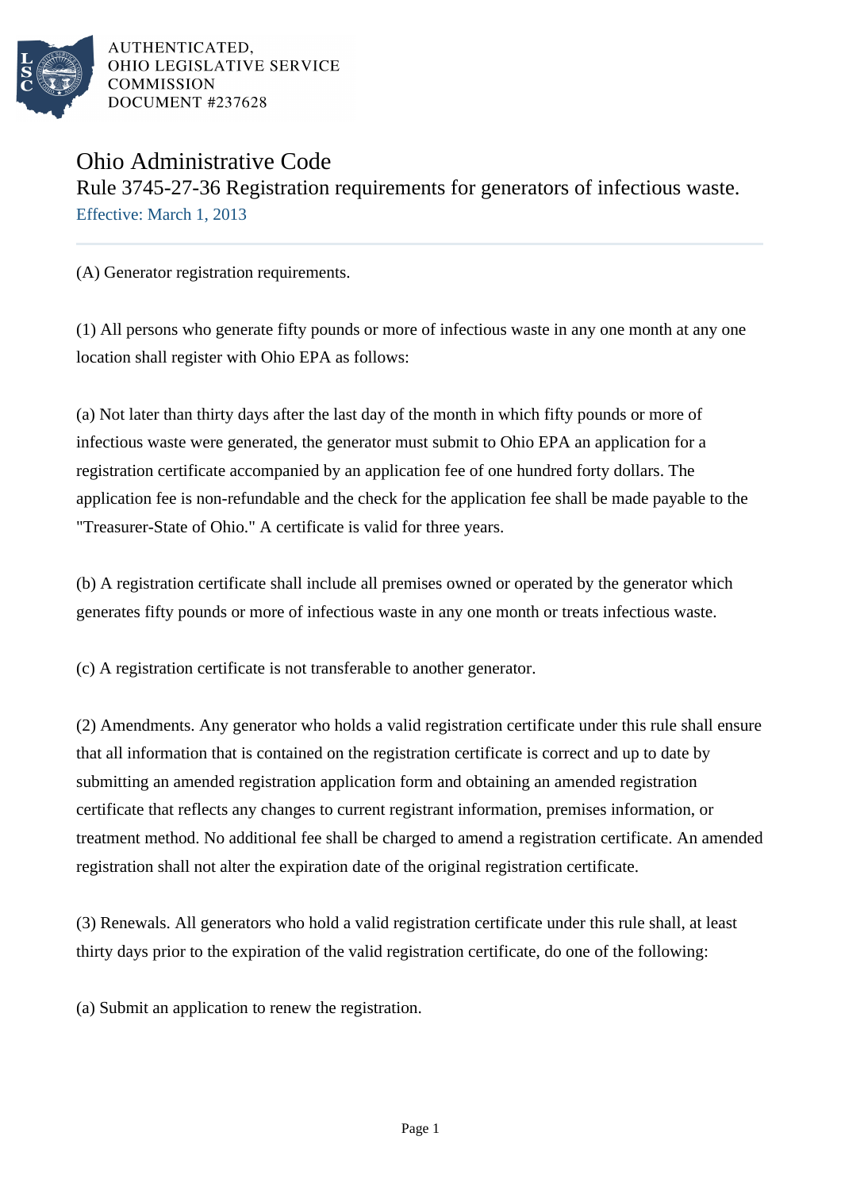AUTHENTICATED,
OHIO LEGISLATIVE SERVICE
COMMISSION
DOCUMENT #237628

# Ohio Administrative Code

## Rule 3745-27-36 Registration requirements for generators of infectious waste.

Effective: March 1, 2013

(A) Generator registration requirements.

(1) All persons who generate fifty pounds or more of infectious waste in any one month at any one location shall register with Ohio EPA as follows:

(a) Not later than thirty days after the last day of the month in which fifty pounds or more of infectious waste were generated, the generator must submit to Ohio EPA an application for a registration certificate accompanied by an application fee of one hundred forty dollars. The application fee is non-refundable and the check for the application fee shall be made payable to the "Treasurer-State of Ohio." A certificate is valid for three years.

(b) A registration certificate shall include all premises owned or operated by the generator which generates fifty pounds or more of infectious waste in any one month or treats infectious waste.

(c) A registration certificate is not transferable to another generator.

(2) Amendments. Any generator who holds a valid registration certificate under this rule shall ensure that all information that is contained on the registration certificate is correct and up to date by submitting an amended registration application form and obtaining an amended registration certificate that reflects any changes to current registrant information, premises information, or treatment method. No additional fee shall be charged to amend a registration certificate. An amended registration shall not alter the expiration date of the original registration certificate.

(3) Renewals. All generators who hold a valid registration certificate under this rule shall, at least thirty days prior to the expiration of the valid registration certificate, do one of the following:

(a) Submit an application to renew the registration.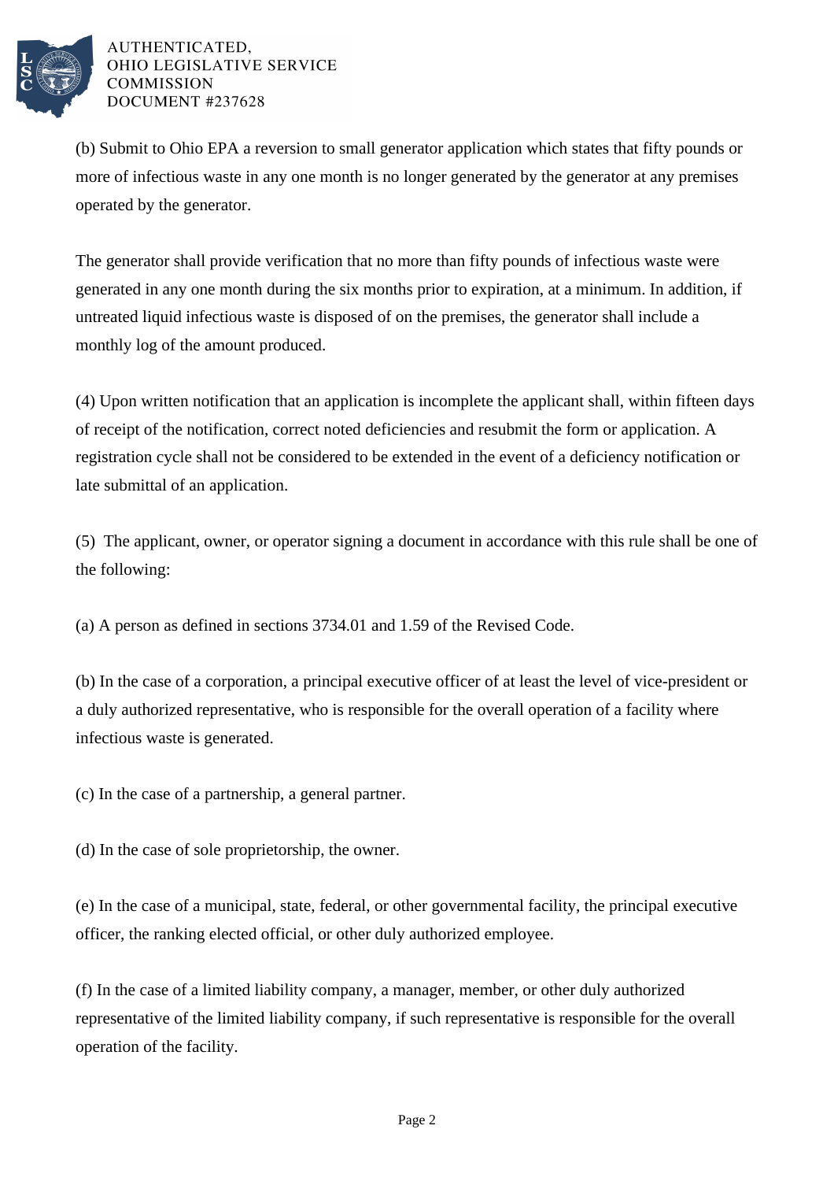(b) Submit to Ohio EPA a reversion to small generator application which states that fifty pounds or more of infectious waste in any one month is no longer generated by the generator at any premises operated by the generator.

The generator shall provide verification that no more than fifty pounds of infectious waste were generated in any one month during the six months prior to expiration, at a minimum. In addition, if untreated liquid infectious waste is disposed of on the premises, the generator shall include a monthly log of the amount produced.

(4) Upon written notification that an application is incomplete the applicant shall, within fifteen days of receipt of the notification, correct noted deficiencies and resubmit the form or application. A registration cycle shall not be considered to be extended in the event of a deficiency notification or late submittal of an application.

(5) The applicant, owner, or operator signing a document in accordance with this rule shall be one of the following:

(a) A person as defined in sections 3734.01 and 1.59 of the Revised Code.

(b) In the case of a corporation, a principal executive officer of at least the level of vice-president or a duly authorized representative, who is responsible for the overall operation of a facility where infectious waste is generated.

(c) In the case of a partnership, a general partner.

(d) In the case of sole proprietorship, the owner.

(e) In the case of a municipal, state, federal, or other governmental facility, the principal executive officer, the ranking elected official, or other duly authorized employee.

(f) In the case of a limited liability company, a manager, member, or other duly authorized representative of the limited liability company, if such representative is responsible for the overall operation of the facility.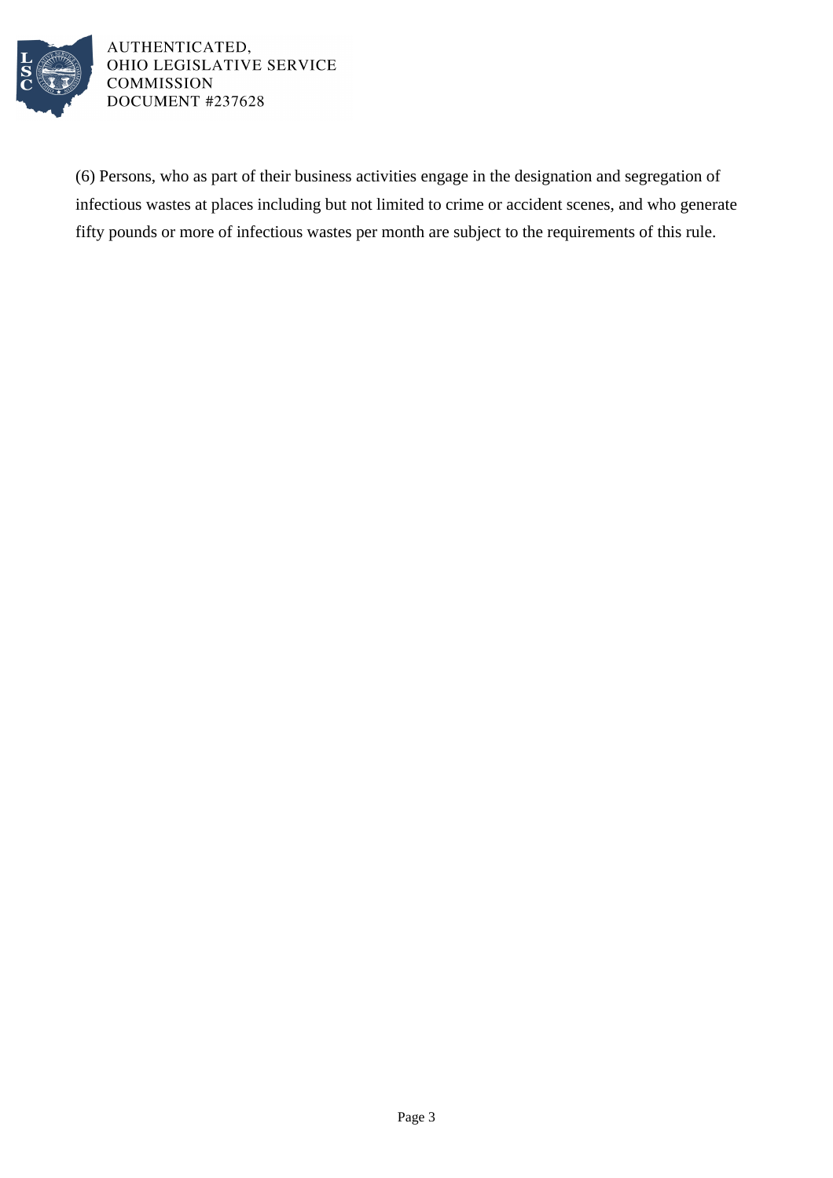(6) Persons, who as part of their business activities engage in the designation and segregation of infectious wastes at places including but not limited to crime or accident scenes, and who generate fifty pounds or more of infectious wastes per month are subject to the requirements of this rule.